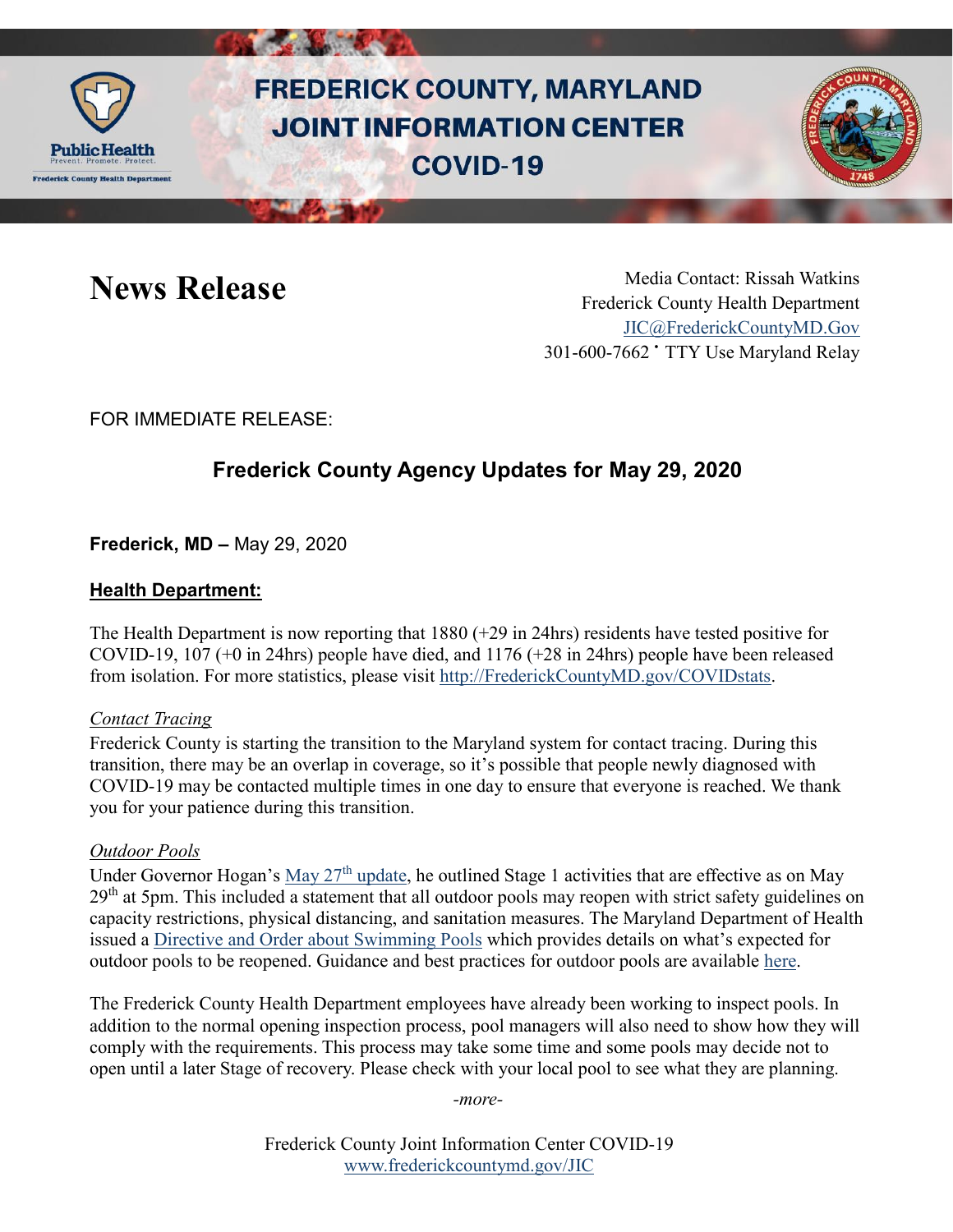# FREDERICK COUNTY, MARYLAND JOINT INFORMATION CENTER COVID-19

## News Release

Media Contact: Rissah Watkins
Frederick County Health Department
JIC@FrederickCountyMD.Gov
301-600-7662 • TTY Use Maryland Relay

FOR IMMEDIATE RELEASE:

## Frederick County Agency Updates for May 29, 2020

**Frederick, MD –** May 29, 2020

### Health Department:

The Health Department is now reporting that 1880 (+29 in 24hrs) residents have tested positive for COVID-19, 107 (+0 in 24hrs) people have died, and 1176 (+28 in 24hrs) people have been released from isolation. For more statistics, please visit http://FrederickCountyMD.gov/COVIDstats.

*Contact Tracing*

Frederick County is starting the transition to the Maryland system for contact tracing. During this transition, there may be an overlap in coverage, so it's possible that people newly diagnosed with COVID-19 may be contacted multiple times in one day to ensure that everyone is reached. We thank you for your patience during this transition.

*Outdoor Pools*

Under Governor Hogan's May 27th update, he outlined Stage 1 activities that are effective as on May 29th at 5pm. This included a statement that all outdoor pools may reopen with strict safety guidelines on capacity restrictions, physical distancing, and sanitation measures. The Maryland Department of Health issued a Directive and Order about Swimming Pools which provides details on what's expected for outdoor pools to be reopened. Guidance and best practices for outdoor pools are available here.

The Frederick County Health Department employees have already been working to inspect pools. In addition to the normal opening inspection process, pool managers will also need to show how they will comply with the requirements. This process may take some time and some pools may decide not to open until a later Stage of recovery. Please check with your local pool to see what they are planning.

*-more-*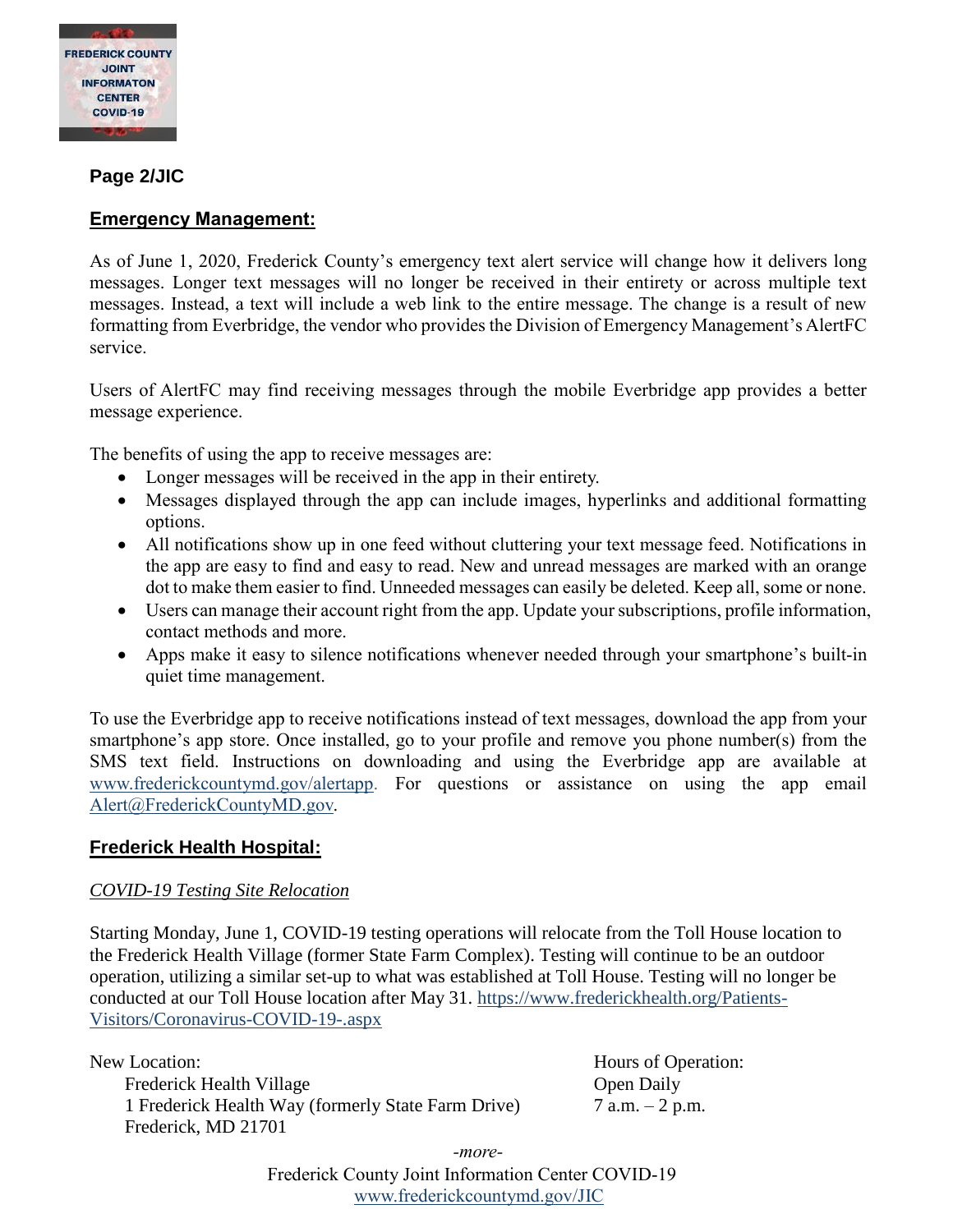**Page 2/JIC**

## Emergency Management:

As of June 1, 2020, Frederick County's emergency text alert service will change how it delivers long messages. Longer text messages will no longer be received in their entirety or across multiple text messages. Instead, a text will include a web link to the entire message. The change is a result of new formatting from Everbridge, the vendor who provides the Division of Emergency Management's AlertFC service.

Users of AlertFC may find receiving messages through the mobile Everbridge app provides a better message experience.

The benefits of using the app to receive messages are:

- Longer messages will be received in the app in their entirety.
- Messages displayed through the app can include images, hyperlinks and additional formatting options.
- All notifications show up in one feed without cluttering your text message feed. Notifications in the app are easy to find and easy to read. New and unread messages are marked with an orange dot to make them easier to find. Unneeded messages can easily be deleted. Keep all, some or none.
- Users can manage their account right from the app. Update your subscriptions, profile information, contact methods and more.
- Apps make it easy to silence notifications whenever needed through your smartphone's built-in quiet time management.

To use the Everbridge app to receive notifications instead of text messages, download the app from your smartphone's app store. Once installed, go to your profile and remove you phone number(s) from the SMS text field. Instructions on downloading and using the Everbridge app are available at www.frederickcountymd.gov/alertapp. For questions or assistance on using the app email Alert@FrederickCountyMD.gov.

## Frederick Health Hospital:

*COVID-19 Testing Site Relocation*

Starting Monday, June 1, COVID-19 testing operations will relocate from the Toll House location to the Frederick Health Village (former State Farm Complex). Testing will continue to be an outdoor operation, utilizing a similar set-up to what was established at Toll House. Testing will no longer be conducted at our Toll House location after May 31. https://www.frederickhealth.org/Patients-Visitors/Coronavirus-COVID-19-.aspx

New Location:
Frederick Health Village
1 Frederick Health Way (formerly State Farm Drive)
Frederick, MD 21701

Hours of Operation:
Open Daily
7 a.m. – 2 p.m.

*-more-*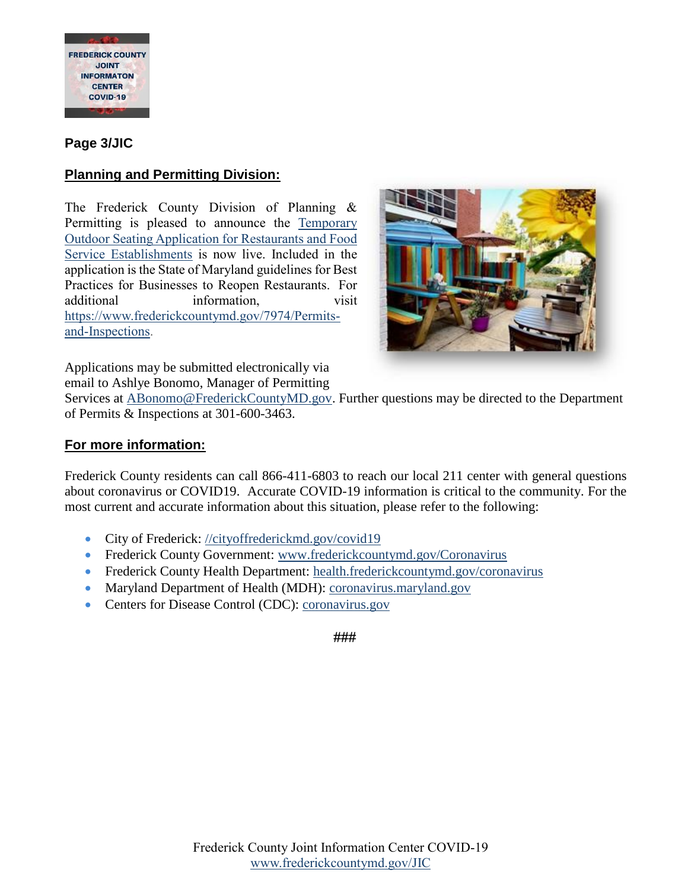**Page 3/JIC**

## Planning and Permitting Division:

The Frederick County Division of Planning & Permitting is pleased to announce the Temporary Outdoor Seating Application for Restaurants and Food Service Establishments is now live. Included in the application is the State of Maryland guidelines for Best Practices for Businesses to Reopen Restaurants. For additional information, visit https://www.frederickcountymd.gov/7974/Permits-and-Inspections.

Applications may be submitted electronically via email to Ashlye Bonomo, Manager of Permitting Services at ABonomo@FrederickCountyMD.gov. Further questions may be directed to the Department of Permits & Inspections at 301-600-3463.

## For more information:

Frederick County residents can call 866-411-6803 to reach our local 211 center with general questions about coronavirus or COVID19. Accurate COVID-19 information is critical to the community. For the most current and accurate information about this situation, please refer to the following:

- City of Frederick: //cityoffrederickmd.gov/covid19
- Frederick County Government: www.frederickcountymd.gov/Coronavirus
- Frederick County Health Department: health.frederickcountymd.gov/coronavirus
- Maryland Department of Health (MDH): coronavirus.maryland.gov
- Centers for Disease Control (CDC): coronavirus.gov

###